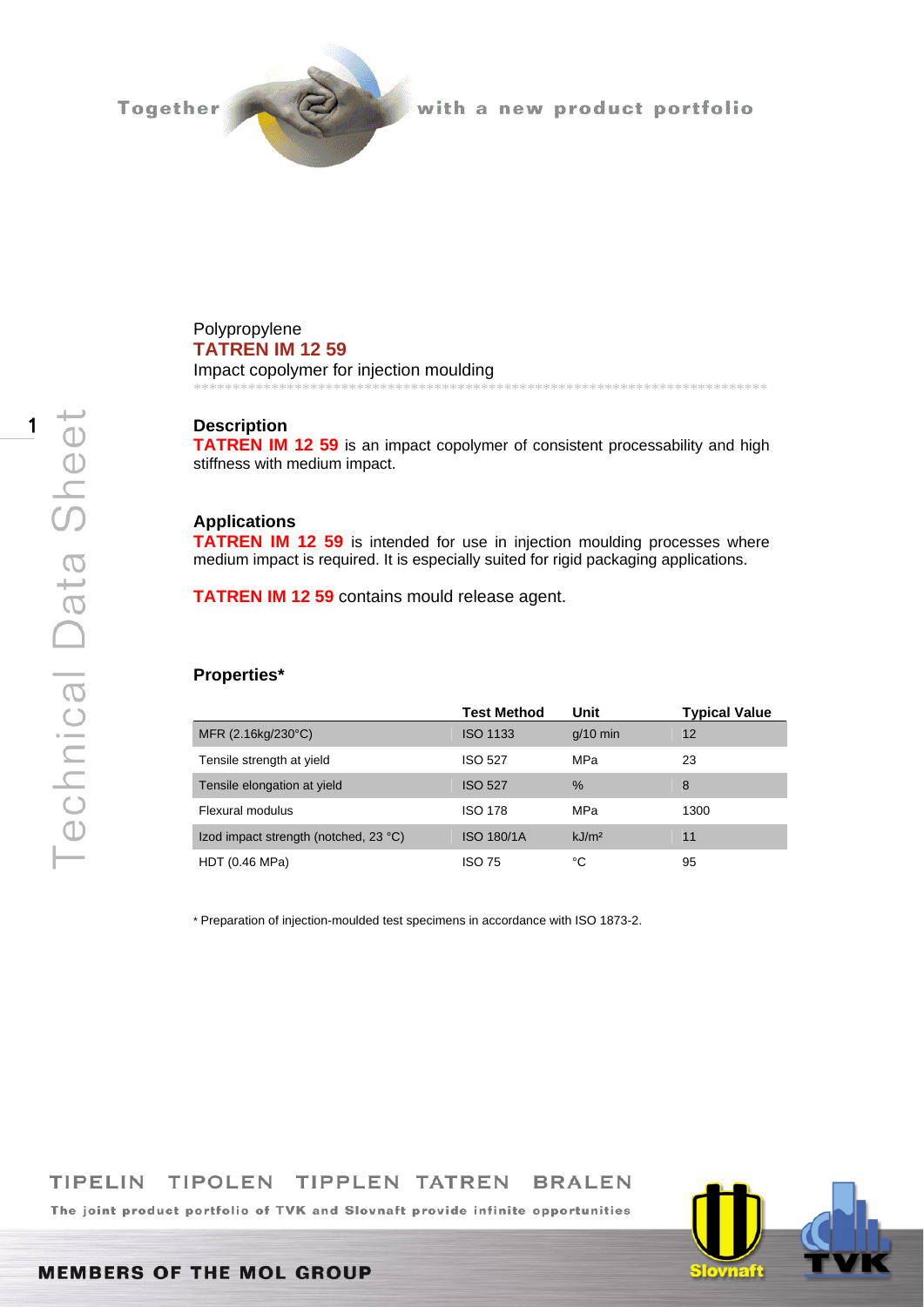Polypropylene

**TATREN IM 12 59**

Impact copolymer for injection moulding

## Description

**TATREN IM 12 59** is an impact copolymer of consistent processability and high stiffness with medium impact.

## Applications

**TATREN IM 12 59** is intended for use in injection moulding processes where medium impact is required. It is especially suited for rigid packaging applications.

**TATREN IM 12 59** contains mould release agent.

## Properties*

| | Test Method | Unit | Typical Value |
|---|---|---|---|
| MFR (2.16kg/230°C) | ISO 1133 | g/10 min | 12 |
| Tensile strength at yield | ISO 527 | MPa | 23 |
| Tensile elongation at yield | ISO 527 | % | 8 |
| Flexural modulus | ISO 178 | MPa | 1300 |
| Izod impact strength (notched, 23 °C) | ISO 180/1A | kJ/m² | 11 |
| HDT (0.46 MPa) | ISO 75 | °C | 95 |

* Preparation of injection-moulded test specimens in accordance with ISO 1873-2.

TIPELIN TIPOLEN TIPPLEN TATREN BRALEN

The joint product portfolio of TVK and Slovnaft provide infinite opportunities

MEMBERS OF THE MOL GROUP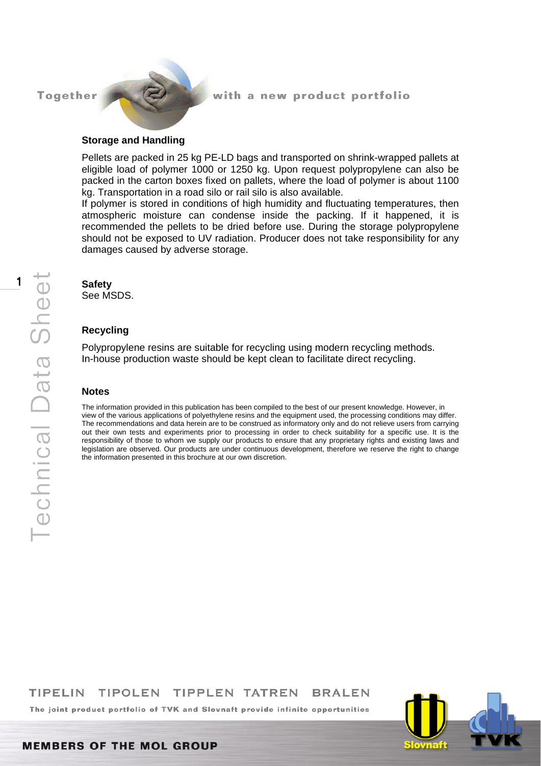## Storage and Handling

Pellets are packed in 25 kg PE-LD bags and transported on shrink-wrapped pallets at eligible load of polymer 1000 or 1250 kg. Upon request polypropylene can also be packed in the carton boxes fixed on pallets, where the load of polymer is about 1100 kg. Transportation in a road silo or rail silo is also available.
If polymer is stored in conditions of high humidity and fluctuating temperatures, then atmospheric moisture can condense inside the packing. If it happened, it is recommended the pellets to be dried before use. During the storage polypropylene should not be exposed to UV radiation. Producer does not take responsibility for any damages caused by adverse storage.

## Safety

See MSDS.

## Recycling

Polypropylene resins are suitable for recycling using modern recycling methods. In-house production waste should be kept clean to facilitate direct recycling.

## Notes

The information provided in this publication has been compiled to the best of our present knowledge. However, in view of the various applications of polyethylene resins and the equipment used, the processing conditions may differ. The recommendations and data herein are to be construed as informatory only and do not relieve users from carrying out their own tests and experiments prior to processing in order to check suitability for a specific use. It is the responsibility of those to whom we supply our products to ensure that any proprietary rights and existing laws and legislation are observed. Our products are under continuous development, therefore we reserve the right to change the information presented in this brochure at our own discretion.